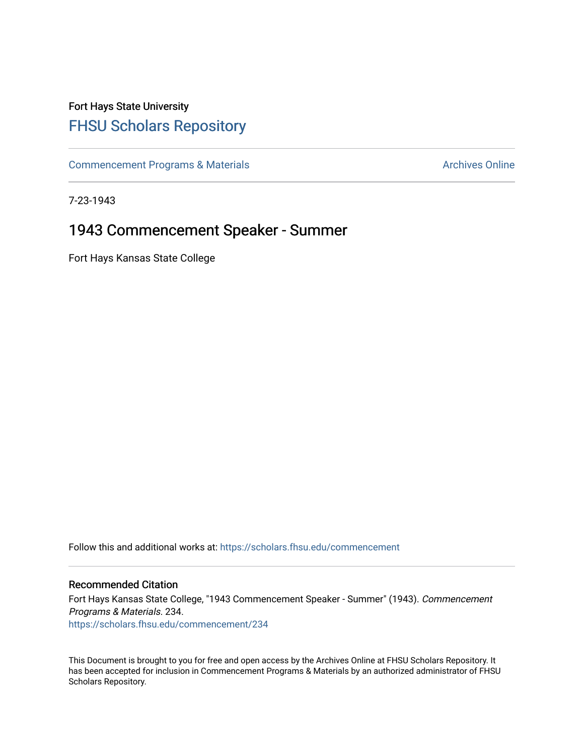Fort Hays State University

# FHSU Scholars Repository

Commencement Programs & Materials

Archives Online

7-23-1943

## 1943 Commencement Speaker - Summer

Fort Hays Kansas State College

Follow this and additional works at: https://scholars.fhsu.edu/commencement

### Recommended Citation

Fort Hays Kansas State College, "1943 Commencement Speaker - Summer" (1943). *Commencement Programs & Materials*. 234.
https://scholars.fhsu.edu/commencement/234

This Document is brought to you for free and open access by the Archives Online at FHSU Scholars Repository. It has been accepted for inclusion in Commencement Programs & Materials by an authorized administrator of FHSU Scholars Repository.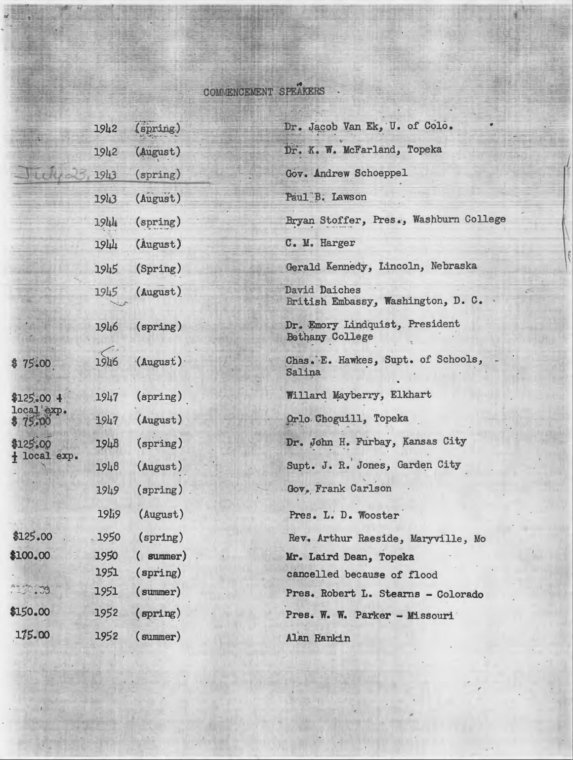# COMMENCEMENT SPEAKERS

| | | | |
|---|---|---|---|
| | 1942 | (spring) | Dr. Jacob Van Ek, U. of Colo. |
| | 1942 | (August) | Dr. K. W. McFarland, Topeka |
| | July 23, 1943 | (spring) | Gov. Andrew Schoeppel |
| | 1943 | (August) | Paul B. Lawson |
| | 1944 | (spring) | Bryan Stoffer, Pres., Washburn College |
| | 1944 | (August) | C. M. Harger |
| | 1945 | (Spring) | Gerald Kennedy, Lincoln, Nebraska |
| | 1945 | (August) | David Daiches British Embassy, Washington, D. C. |
| | 1946 | (spring) | Dr. Emory Lindquist, President Bethany College |
| $ 75.00 | 1946 | (August) | Chas. E. Hawkes, Supt. of Schools, Salina |
| $125.00 + local exp. | 1947 | (spring) | Willard Mayberry, Elkhart |
| $ 75.00 | 1947 | (August) | Orlo Choguill, Topeka |
| $125.00 + local exp. | 1948 | (spring) | Dr. John H. Furbay, Kansas City |
| | 1948 | (August) | Supt. J. R. Jones, Garden City |
| | 1949 | (spring) | Gov. Frank Carlson |
| | 1949 | (August) | Pres. L. D. Wooster |
| $125.00 | 1950 | (spring) | Rev. Arthur Raeside, Maryville, Mo |
| $100.00 | 1950 | ( summer) | Mr. Laird Dean, Topeka |
| | 1951 | (spring) | cancelled because of flood |
| $150.00 | 1951 | (summer) | Pres. Robert L. Stearns - Colorado |
| $150.00 | 1952 | (spring) | Pres. W. W. Parker - Missouri |
| 175.00 | 1952 | (summer) | Alan Rankin |